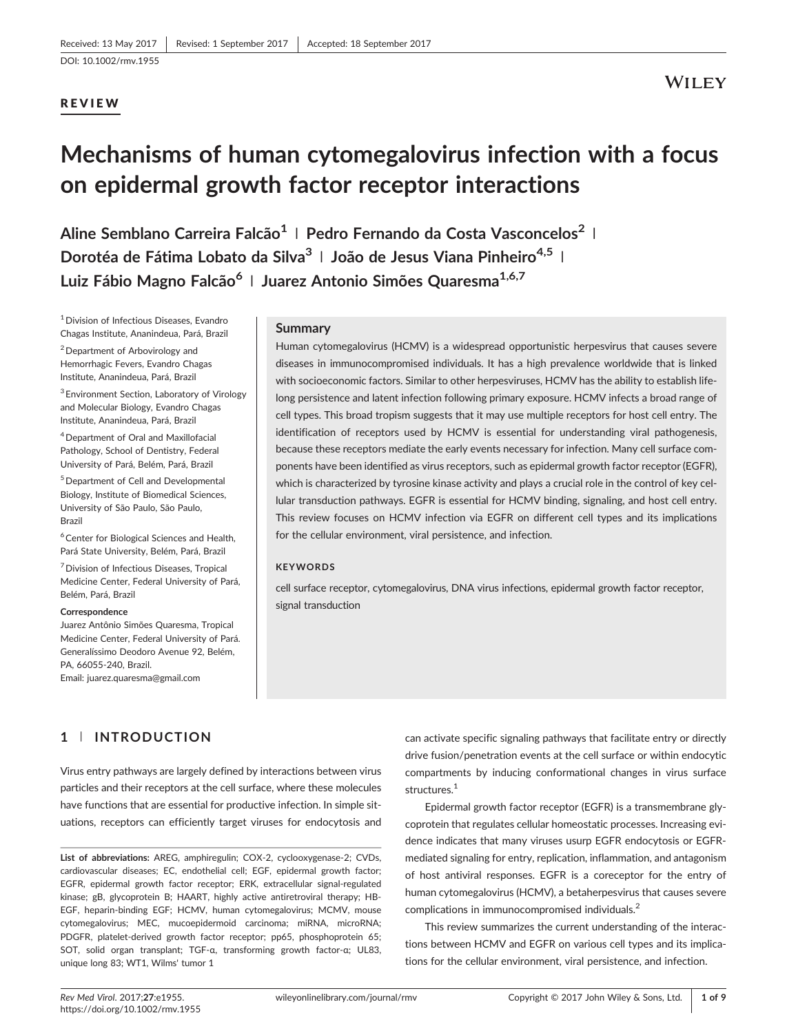Received: 13 May 2017 | Revised: 1 September 2017 | Accepted: 18 September 2017

DOI: 10.1002/rmv.1955

**REVIEW**

# Mechanisms of human cytomegalovirus infection with a focus on epidermal growth factor receptor interactions

**Aline Semblano Carreira Falcão[1] | Pedro Fernando da Costa Vasconcelos[2] | Dorotéa de Fátima Lobato da Silva[3] | João de Jesus Viana Pinheiro[4,5] | Luiz Fábio Magno Falcão[6] | Juarez Antonio Simões Quaresma[1,6,7]**

[1] Division of Infectious Diseases, Evandro Chagas Institute, Ananindeua, Pará, Brazil

[2] Department of Arbovirology and Hemorrhagic Fevers, Evandro Chagas Institute, Ananindeua, Pará, Brazil

[3] Environment Section, Laboratory of Virology and Molecular Biology, Evandro Chagas Institute, Ananindeua, Pará, Brazil

[4] Department of Oral and Maxillofacial Pathology, School of Dentistry, Federal University of Pará, Belém, Pará, Brazil

[5] Department of Cell and Developmental Biology, Institute of Biomedical Sciences, University of São Paulo, São Paulo, Brazil

[6] Center for Biological Sciences and Health, Pará State University, Belém, Pará, Brazil

[7] Division of Infectious Diseases, Tropical Medicine Center, Federal University of Pará, Belém, Pará, Brazil

**Correspondence**
Juarez Antônio Simões Quaresma, Tropical Medicine Center, Federal University of Pará. Generalíssimo Deodoro Avenue 92, Belém, PA, 66055-240, Brazil.
Email: juarez.quaresma@gmail.com

## Summary

Human cytomegalovirus (HCMV) is a widespread opportunistic herpesvirus that causes severe diseases in immunocompromised individuals. It has a high prevalence worldwide that is linked with socioeconomic factors. Similar to other herpesviruses, HCMV has the ability to establish lifelong persistence and latent infection following primary exposure. HCMV infects a broad range of cell types. This broad tropism suggests that it may use multiple receptors for host cell entry. The identification of receptors used by HCMV is essential for understanding viral pathogenesis, because these receptors mediate the early events necessary for infection. Many cell surface components have been identified as virus receptors, such as epidermal growth factor receptor (EGFR), which is characterized by tyrosine kinase activity and plays a crucial role in the control of key cellular transduction pathways. EGFR is essential for HCMV binding, signaling, and host cell entry. This review focuses on HCMV infection via EGFR on different cell types and its implications for the cellular environment, viral persistence, and infection.

**KEYWORDS**

cell surface receptor, cytomegalovirus, DNA virus infections, epidermal growth factor receptor, signal transduction

## 1 | INTRODUCTION

Virus entry pathways are largely defined by interactions between virus particles and their receptors at the cell surface, where these molecules have functions that are essential for productive infection. In simple situations, receptors can efficiently target viruses for endocytosis and can activate specific signaling pathways that facilitate entry or directly drive fusion/penetration events at the cell surface or within endocytic compartments by inducing conformational changes in virus surface structures.[1]

Epidermal growth factor receptor (EGFR) is a transmembrane glycoprotein that regulates cellular homeostatic processes. Increasing evidence indicates that many viruses usurp EGFR endocytosis or EGFR-mediated signaling for entry, replication, inflammation, and antagonism of host antiviral responses. EGFR is a coreceptor for the entry of human cytomegalovirus (HCMV), a betaherpesvirus that causes severe complications in immunocompromised individuals.[2]

This review summarizes the current understanding of the interactions between HCMV and EGFR on various cell types and its implications for the cellular environment, viral persistence, and infection.

**List of abbreviations:** AREG, amphiregulin; COX-2, cyclooxygenase-2; CVDs, cardiovascular diseases; EC, endothelial cell; EGF, epidermal growth factor; EGFR, epidermal growth factor receptor; ERK, extracellular signal-regulated kinase; gB, glycoprotein B; HAART, highly active antiretroviral therapy; HB-EGF, heparin-binding EGF; HCMV, human cytomegalovirus; MCMV, mouse cytomegalovirus; MEC, mucoepidermoid carcinoma; miRNA, microRNA; PDGFR, platelet-derived growth factor receptor; pp65, phosphoprotein 65; SOT, solid organ transplant; TGF-α, transforming growth factor-α; UL83, unique long 83; WT1, Wilms' tumor 1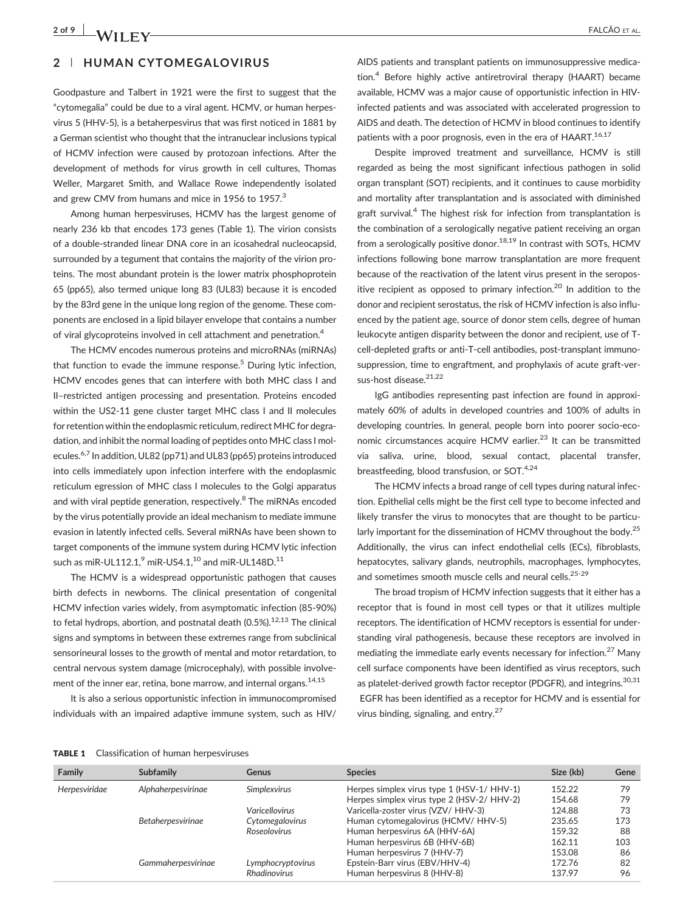## 2 | HUMAN CYTOMEGALOVIRUS

Goodpasture and Talbert in 1921 were the first to suggest that the "cytomegalia" could be due to a viral agent. HCMV, or human herpesvirus 5 (HHV-5), is a betaherpesvirus that was first noticed in 1881 by a German scientist who thought that the intranuclear inclusions typical of HCMV infection were caused by protozoan infections. After the development of methods for virus growth in cell cultures, Thomas Weller, Margaret Smith, and Wallace Rowe independently isolated and grew CMV from humans and mice in 1956 to 1957.[3]

Among human herpesviruses, HCMV has the largest genome of nearly 236 kb that encodes 173 genes (Table 1). The virion consists of a double-stranded linear DNA core in an icosahedral nucleocapsid, surrounded by a tegument that contains the majority of the virion proteins. The most abundant protein is the lower matrix phosphoprotein 65 (pp65), also termed unique long 83 (UL83) because it is encoded by the 83rd gene in the unique long region of the genome. These components are enclosed in a lipid bilayer envelope that contains a number of viral glycoproteins involved in cell attachment and penetration.[4]

The HCMV encodes numerous proteins and microRNAs (miRNAs) that function to evade the immune response.[5] During lytic infection, HCMV encodes genes that can interfere with both MHC class I and II–restricted antigen processing and presentation. Proteins encoded within the US2-11 gene cluster target MHC class I and II molecules for retention within the endoplasmic reticulum, redirect MHC for degradation, and inhibit the normal loading of peptides onto MHC class I molecules.[6,7] In addition, UL82 (pp71) and UL83 (pp65) proteins introduced into cells immediately upon infection interfere with the endoplasmic reticulum egression of MHC class I molecules to the Golgi apparatus and with viral peptide generation, respectively.[8] The miRNAs encoded by the virus potentially provide an ideal mechanism to mediate immune evasion in latently infected cells. Several miRNAs have been shown to target components of the immune system during HCMV lytic infection such as miR-UL112.1,[9] miR-US4.1,[10] and miR-UL148D.[11]

The HCMV is a widespread opportunistic pathogen that causes birth defects in newborns. The clinical presentation of congenital HCMV infection varies widely, from asymptomatic infection (85-90%) to fetal hydrops, abortion, and postnatal death (0.5%).[12,13] The clinical signs and symptoms in between these extremes range from subclinical sensorineural losses to the growth of mental and motor retardation, to central nervous system damage (microcephaly), with possible involvement of the inner ear, retina, bone marrow, and internal organs.[14,15]

It is also a serious opportunistic infection in immunocompromised individuals with an impaired adaptive immune system, such as HIV/AIDS patients and transplant patients on immunosuppressive medication.[4] Before highly active antiretroviral therapy (HAART) became available, HCMV was a major cause of opportunistic infection in HIV-infected patients and was associated with accelerated progression to AIDS and death. The detection of HCMV in blood continues to identify patients with a poor prognosis, even in the era of HAART.[16,17]

Despite improved treatment and surveillance, HCMV is still regarded as being the most significant infectious pathogen in solid organ transplant (SOT) recipients, and it continues to cause morbidity and mortality after transplantation and is associated with diminished graft survival.[4] The highest risk for infection from transplantation is the combination of a serologically negative patient receiving an organ from a serologically positive donor.[18,19] In contrast with SOTs, HCMV infections following bone marrow transplantation are more frequent because of the reactivation of the latent virus present in the seropositive recipient as opposed to primary infection.[20] In addition to the donor and recipient serostatus, the risk of HCMV infection is also influenced by the patient age, source of donor stem cells, degree of human leukocyte antigen disparity between the donor and recipient, use of T-cell-depleted grafts or anti-T-cell antibodies, post-transplant immunosuppression, time to engraftment, and prophylaxis of acute graft-versus-host disease.[21,22]

IgG antibodies representing past infection are found in approximately 60% of adults in developed countries and 100% of adults in developing countries. In general, people born into poorer socio-economic circumstances acquire HCMV earlier.[23] It can be transmitted via saliva, urine, blood, sexual contact, placental transfer, breastfeeding, blood transfusion, or SOT.[4,24]

The HCMV infects a broad range of cell types during natural infection. Epithelial cells might be the first cell type to become infected and likely transfer the virus to monocytes that are thought to be particularly important for the dissemination of HCMV throughout the body.[25] Additionally, the virus can infect endothelial cells (ECs), fibroblasts, hepatocytes, salivary glands, neutrophils, macrophages, lymphocytes, and sometimes smooth muscle cells and neural cells.[25-29]

The broad tropism of HCMV infection suggests that it either has a receptor that is found in most cell types or that it utilizes multiple receptors. The identification of HCMV receptors is essential for understanding viral pathogenesis, because these receptors are involved in mediating the immediate early events necessary for infection.[27] Many cell surface components have been identified as virus receptors, such as platelet-derived growth factor receptor (PDGFR), and integrins.[30,31] EGFR has been identified as a receptor for HCMV and is essential for virus binding, signaling, and entry.[27]

**TABLE 1** Classification of human herpesviruses

| Family | Subfamily | Genus | Species | Size (kb) | Gene |
|---|---|---|---|---|---|
| *Herpesviridae* | *Alphaherpesvirinae* | *Simplexvirus* | Herpes simplex virus type 1 (HSV-1/ HHV-1) | 152.22 | 79 |
| | | | Herpes simplex virus type 2 (HSV-2/ HHV-2) | 154.68 | 79 |
| | | *Varicellovirus* | Varicella-zoster virus (VZV/ HHV-3) | 124.88 | 73 |
| | *Betaherpesvirinae* | *Cytomegalovirus* | Human cytomegalovirus (HCMV/ HHV-5) | 235.65 | 173 |
| | | *Roseolovirus* | Human herpesvirus 6A (HHV-6A) | 159.32 | 88 |
| | | | Human herpesvirus 6B (HHV-6B) | 162.11 | 103 |
| | | | Human herpesvirus 7 (HHV-7) | 153.08 | 86 |
| | *Gammaherpesvirinae* | *Lymphocryptovirus* | Epstein-Barr virus (EBV/HHV-4) | 172.76 | 82 |
| | | *Rhadinovirus* | Human herpesvirus 8 (HHV-8) | 137.97 | 96 |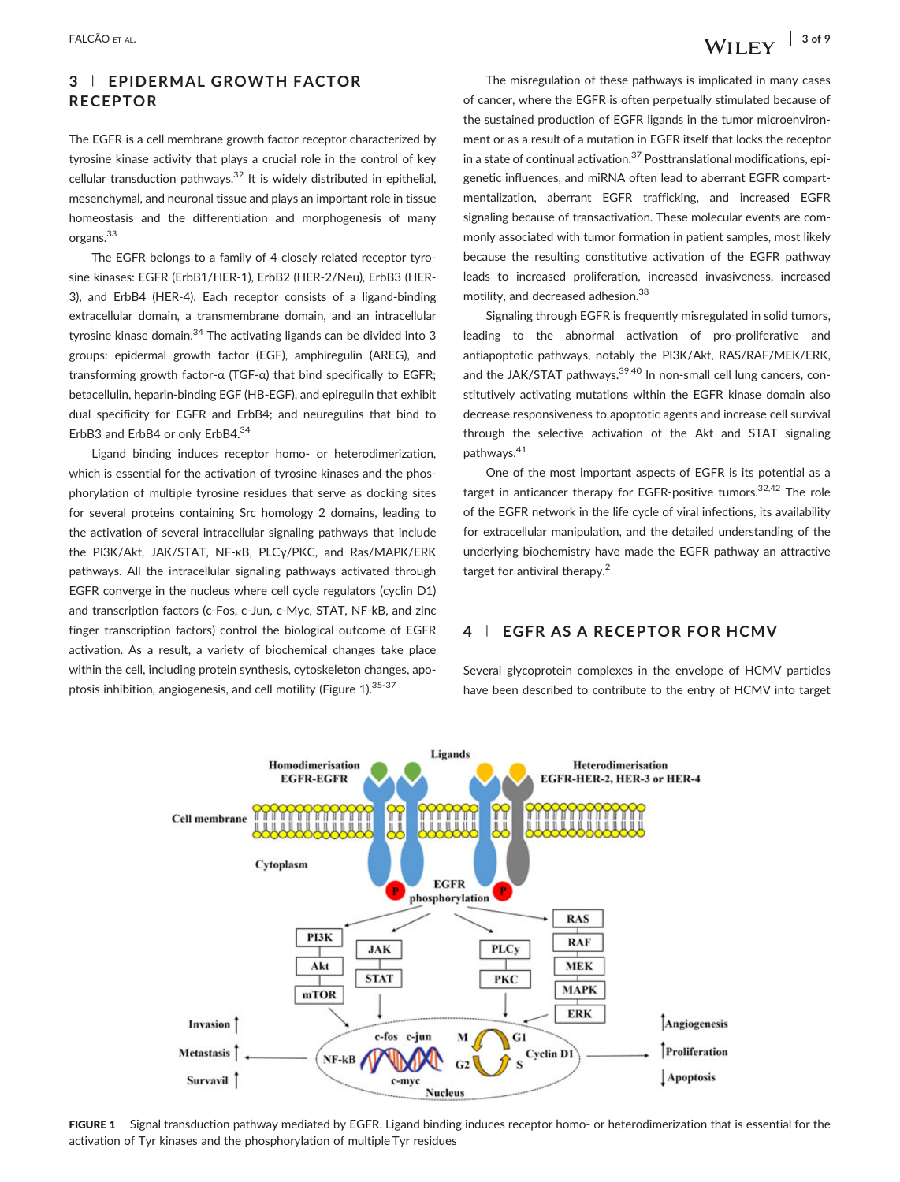## 3 | EPIDERMAL GROWTH FACTOR RECEPTOR

The EGFR is a cell membrane growth factor receptor characterized by tyrosine kinase activity that plays a crucial role in the control of key cellular transduction pathways.[32] It is widely distributed in epithelial, mesenchymal, and neuronal tissue and plays an important role in tissue homeostasis and the differentiation and morphogenesis of many organs.[33]

The EGFR belongs to a family of 4 closely related receptor tyrosine kinases: EGFR (ErbB1/HER-1), ErbB2 (HER-2/Neu), ErbB3 (HER-3), and ErbB4 (HER-4). Each receptor consists of a ligand-binding extracellular domain, a transmembrane domain, and an intracellular tyrosine kinase domain.[34] The activating ligands can be divided into 3 groups: epidermal growth factor (EGF), amphiregulin (AREG), and transforming growth factor-α (TGF-α) that bind specifically to EGFR; betacellulin, heparin-binding EGF (HB-EGF), and epiregulin that exhibit dual specificity for EGFR and ErbB4; and neuregulins that bind to ErbB3 and ErbB4 or only ErbB4.[34]

Ligand binding induces receptor homo- or heterodimerization, which is essential for the activation of tyrosine kinases and the phosphorylation of multiple tyrosine residues that serve as docking sites for several proteins containing Src homology 2 domains, leading to the activation of several intracellular signaling pathways that include the PI3K/Akt, JAK/STAT, NF-κB, PLCγ/PKC, and Ras/MAPK/ERK pathways. All the intracellular signaling pathways activated through EGFR converge in the nucleus where cell cycle regulators (cyclin D1) and transcription factors (c-Fos, c-Jun, c-Myc, STAT, NF-kB, and zinc finger transcription factors) control the biological outcome of EGFR activation. As a result, a variety of biochemical changes take place within the cell, including protein synthesis, cytoskeleton changes, apoptosis inhibition, angiogenesis, and cell motility (Figure 1).[35-37]

The misregulation of these pathways is implicated in many cases of cancer, where the EGFR is often perpetually stimulated because of the sustained production of EGFR ligands in the tumor microenvironment or as a result of a mutation in EGFR itself that locks the receptor in a state of continual activation.[37] Posttranslational modifications, epigenetic influences, and miRNA often lead to aberrant EGFR compartmentalization, aberrant EGFR trafficking, and increased EGFR signaling because of transactivation. These molecular events are commonly associated with tumor formation in patient samples, most likely because the resulting constitutive activation of the EGFR pathway leads to increased proliferation, increased invasiveness, increased motility, and decreased adhesion.[38]

Signaling through EGFR is frequently misregulated in solid tumors, leading to the abnormal activation of pro-proliferative and antiapoptotic pathways, notably the PI3K/Akt, RAS/RAF/MEK/ERK, and the JAK/STAT pathways.[39,40] In non-small cell lung cancers, constitutively activating mutations within the EGFR kinase domain also decrease responsiveness to apoptotic agents and increase cell survival through the selective activation of the Akt and STAT signaling pathways.[41]

One of the most important aspects of EGFR is its potential as a target in anticancer therapy for EGFR-positive tumors.[32,42] The role of the EGFR network in the life cycle of viral infections, its availability for extracellular manipulation, and the detailed understanding of the underlying biochemistry have made the EGFR pathway an attractive target for antiviral therapy.[2]

## 4 | EGFR AS A RECEPTOR FOR HCMV

Several glycoprotein complexes in the envelope of HCMV particles have been described to contribute to the entry of HCMV into target

**FIGURE 1** Signal transduction pathway mediated by EGFR. Ligand binding induces receptor homo- or heterodimerization that is essential for the activation of Tyr kinases and the phosphorylation of multiple Tyr residues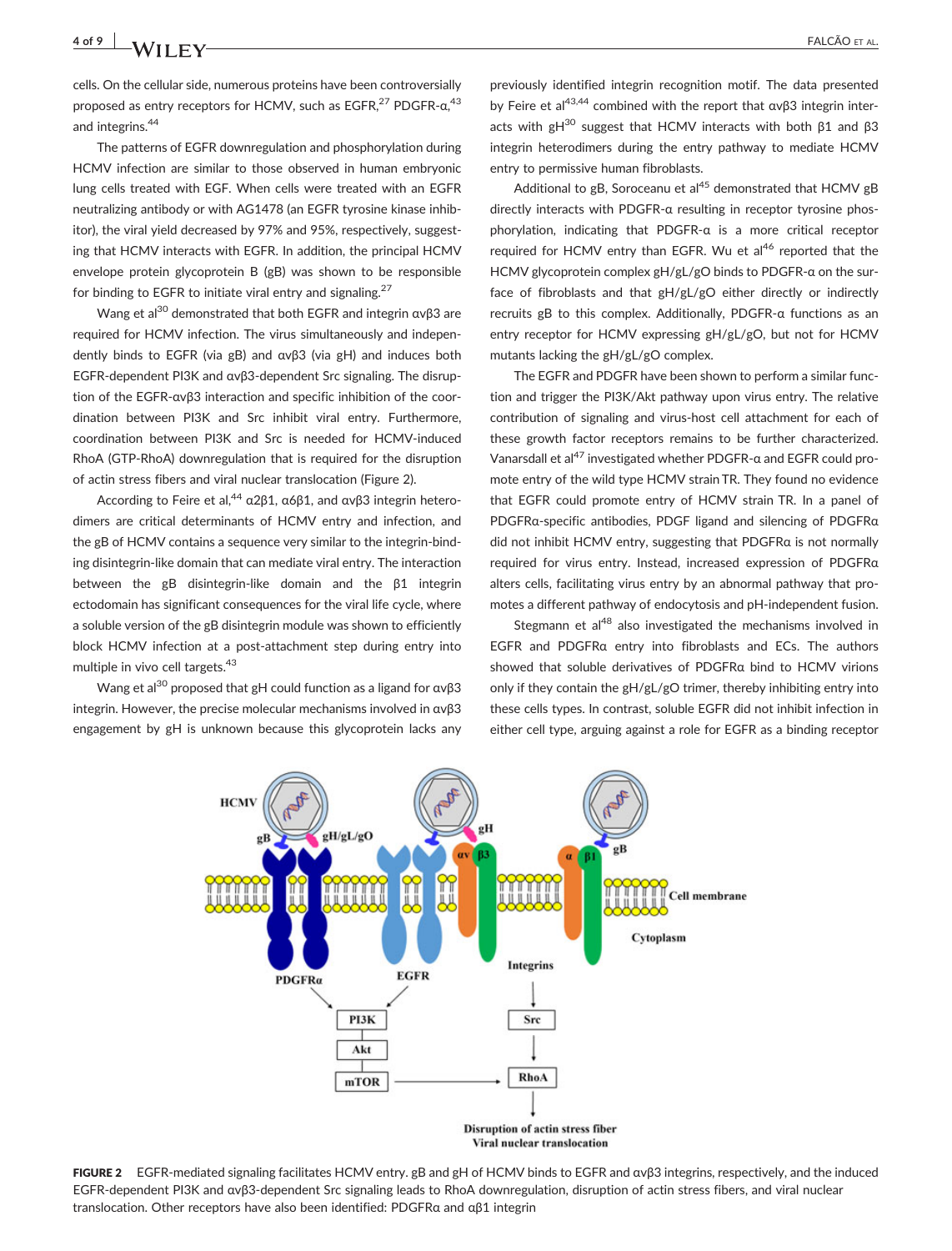cells. On the cellular side, numerous proteins have been controversially proposed as entry receptors for HCMV, such as EGFR,[27] PDGFR-α,[43] and integrins.[44]

The patterns of EGFR downregulation and phosphorylation during HCMV infection are similar to those observed in human embryonic lung cells treated with EGF. When cells were treated with an EGFR neutralizing antibody or with AG1478 (an EGFR tyrosine kinase inhibitor), the viral yield decreased by 97% and 95%, respectively, suggesting that HCMV interacts with EGFR. In addition, the principal HCMV envelope protein glycoprotein B (gB) was shown to be responsible for binding to EGFR to initiate viral entry and signaling.[27]

Wang et al[30] demonstrated that both EGFR and integrin αvβ3 are required for HCMV infection. The virus simultaneously and independently binds to EGFR (via gB) and αvβ3 (via gH) and induces both EGFR-dependent PI3K and αvβ3-dependent Src signaling. The disruption of the EGFR-αvβ3 interaction and specific inhibition of the coordination between PI3K and Src inhibit viral entry. Furthermore, coordination between PI3K and Src is needed for HCMV-induced RhoA (GTP-RhoA) downregulation that is required for the disruption of actin stress fibers and viral nuclear translocation (Figure 2).

According to Feire et al,[44] α2β1, α6β1, and αvβ3 integrin heterodimers are critical determinants of HCMV entry and infection, and the gB of HCMV contains a sequence very similar to the integrin-binding disintegrin-like domain that can mediate viral entry. The interaction between the gB disintegrin-like domain and the β1 integrin ectodomain has significant consequences for the viral life cycle, where a soluble version of the gB disintegrin module was shown to efficiently block HCMV infection at a post-attachment step during entry into multiple in vivo cell targets.[43]

Wang et al[30] proposed that gH could function as a ligand for αvβ3 integrin. However, the precise molecular mechanisms involved in αvβ3 engagement by gH is unknown because this glycoprotein lacks any previously identified integrin recognition motif. The data presented by Feire et al[43,44] combined with the report that αvβ3 integrin interacts with gH[30] suggest that HCMV interacts with both β1 and β3 integrin heterodimers during the entry pathway to mediate HCMV entry to permissive human fibroblasts.

Additional to gB, Soroceanu et al[45] demonstrated that HCMV gB directly interacts with PDGFR-α resulting in receptor tyrosine phosphorylation, indicating that PDGFR-α is a more critical receptor required for HCMV entry than EGFR. Wu et al[46] reported that the HCMV glycoprotein complex gH/gL/gO binds to PDGFR-α on the surface of fibroblasts and that gH/gL/gO either directly or indirectly recruits gB to this complex. Additionally, PDGFR-α functions as an entry receptor for HCMV expressing gH/gL/gO, but not for HCMV mutants lacking the gH/gL/gO complex.

The EGFR and PDGFR have been shown to perform a similar function and trigger the PI3K/Akt pathway upon virus entry. The relative contribution of signaling and virus-host cell attachment for each of these growth factor receptors remains to be further characterized. Vanarsdall et al[47] investigated whether PDGFR-α and EGFR could promote entry of the wild type HCMV strain TR. They found no evidence that EGFR could promote entry of HCMV strain TR. In a panel of PDGFRα-specific antibodies, PDGF ligand and silencing of PDGFRα did not inhibit HCMV entry, suggesting that PDGFRα is not normally required for virus entry. Instead, increased expression of PDGFRα alters cells, facilitating virus entry by an abnormal pathway that promotes a different pathway of endocytosis and pH-independent fusion.

Stegmann et al[48] also investigated the mechanisms involved in EGFR and PDGFRα entry into fibroblasts and ECs. The authors showed that soluble derivatives of PDGFRα bind to HCMV virions only if they contain the gH/gL/gO trimer, thereby inhibiting entry into these cells types. In contrast, soluble EGFR did not inhibit infection in either cell type, arguing against a role for EGFR as a binding receptor

**FIGURE 2** EGFR-mediated signaling facilitates HCMV entry. gB and gH of HCMV binds to EGFR and αvβ3 integrins, respectively, and the induced EGFR-dependent PI3K and αvβ3-dependent Src signaling leads to RhoA downregulation, disruption of actin stress fibers, and viral nuclear translocation. Other receptors have also been identified: PDGFRα and αβ1 integrin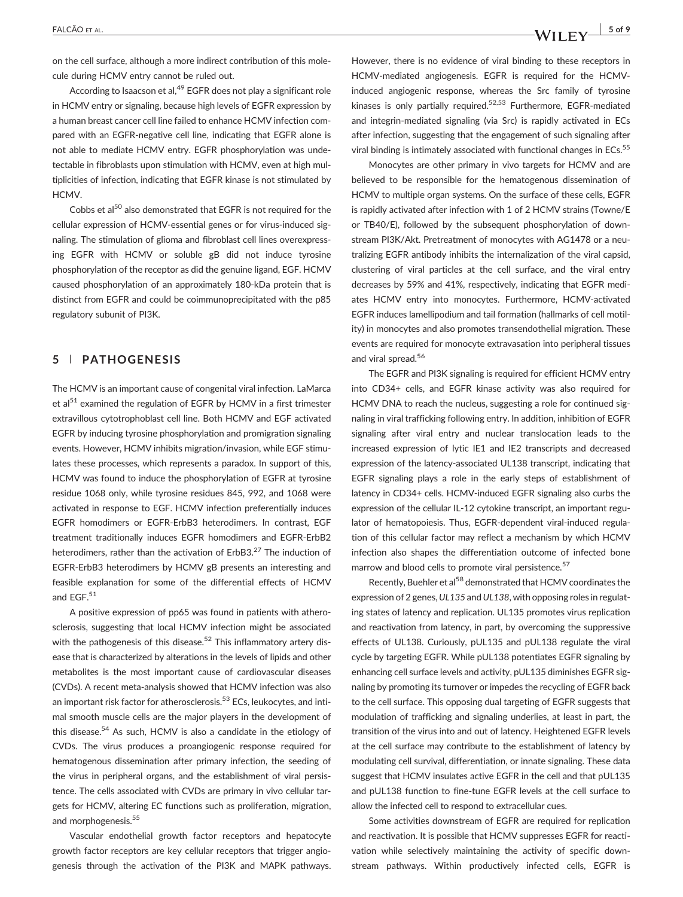on the cell surface, although a more indirect contribution of this molecule during HCMV entry cannot be ruled out.

According to Isaacson et al,[49] EGFR does not play a significant role in HCMV entry or signaling, because high levels of EGFR expression by a human breast cancer cell line failed to enhance HCMV infection compared with an EGFR-negative cell line, indicating that EGFR alone is not able to mediate HCMV entry. EGFR phosphorylation was undetectable in fibroblasts upon stimulation with HCMV, even at high multiplicities of infection, indicating that EGFR kinase is not stimulated by HCMV.

Cobbs et al[50] also demonstrated that EGFR is not required for the cellular expression of HCMV-essential genes or for virus-induced signaling. The stimulation of glioma and fibroblast cell lines overexpressing EGFR with HCMV or soluble gB did not induce tyrosine phosphorylation of the receptor as did the genuine ligand, EGF. HCMV caused phosphorylation of an approximately 180-kDa protein that is distinct from EGFR and could be coimmunoprecipitated with the p85 regulatory subunit of PI3K.

## 5 | PATHOGENESIS

The HCMV is an important cause of congenital viral infection. LaMarca et al[51] examined the regulation of EGFR by HCMV in a first trimester extravillous cytotrophoblast cell line. Both HCMV and EGF activated EGFR by inducing tyrosine phosphorylation and promigration signaling events. However, HCMV inhibits migration/invasion, while EGF stimulates these processes, which represents a paradox. In support of this, HCMV was found to induce the phosphorylation of EGFR at tyrosine residue 1068 only, while tyrosine residues 845, 992, and 1068 were activated in response to EGF. HCMV infection preferentially induces EGFR homodimers or EGFR-ErbB3 heterodimers. In contrast, EGF treatment traditionally induces EGFR homodimers and EGFR-ErbB2 heterodimers, rather than the activation of ErbB3.[27] The induction of EGFR-ErbB3 heterodimers by HCMV gB presents an interesting and feasible explanation for some of the differential effects of HCMV and EGF.[51]

A positive expression of pp65 was found in patients with atherosclerosis, suggesting that local HCMV infection might be associated with the pathogenesis of this disease.[52] This inflammatory artery disease that is characterized by alterations in the levels of lipids and other metabolites is the most important cause of cardiovascular diseases (CVDs). A recent meta-analysis showed that HCMV infection was also an important risk factor for atherosclerosis.[53] ECs, leukocytes, and intimal smooth muscle cells are the major players in the development of this disease.[54] As such, HCMV is also a candidate in the etiology of CVDs. The virus produces a proangiogenic response required for hematogenous dissemination after primary infection, the seeding of the virus in peripheral organs, and the establishment of viral persistence. The cells associated with CVDs are primary in vivo cellular targets for HCMV, altering EC functions such as proliferation, migration, and morphogenesis.[55]

Vascular endothelial growth factor receptors and hepatocyte growth factor receptors are key cellular receptors that trigger angiogenesis through the activation of the PI3K and MAPK pathways. However, there is no evidence of viral binding to these receptors in HCMV-mediated angiogenesis. EGFR is required for the HCMV-induced angiogenic response, whereas the Src family of tyrosine kinases is only partially required.[52,53] Furthermore, EGFR-mediated and integrin-mediated signaling (via Src) is rapidly activated in ECs after infection, suggesting that the engagement of such signaling after viral binding is intimately associated with functional changes in ECs.[55]

Monocytes are other primary in vivo targets for HCMV and are believed to be responsible for the hematogenous dissemination of HCMV to multiple organ systems. On the surface of these cells, EGFR is rapidly activated after infection with 1 of 2 HCMV strains (Towne/E or TB40/E), followed by the subsequent phosphorylation of downstream PI3K/Akt. Pretreatment of monocytes with AG1478 or a neutralizing EGFR antibody inhibits the internalization of the viral capsid, clustering of viral particles at the cell surface, and the viral entry decreases by 59% and 41%, respectively, indicating that EGFR mediates HCMV entry into monocytes. Furthermore, HCMV-activated EGFR induces lamellipodium and tail formation (hallmarks of cell motility) in monocytes and also promotes transendothelial migration. These events are required for monocyte extravasation into peripheral tissues and viral spread.[56]

The EGFR and PI3K signaling is required for efficient HCMV entry into CD34+ cells, and EGFR kinase activity was also required for HCMV DNA to reach the nucleus, suggesting a role for continued signaling in viral trafficking following entry. In addition, inhibition of EGFR signaling after viral entry and nuclear translocation leads to the increased expression of lytic IE1 and IE2 transcripts and decreased expression of the latency-associated UL138 transcript, indicating that EGFR signaling plays a role in the early steps of establishment of latency in CD34+ cells. HCMV-induced EGFR signaling also curbs the expression of the cellular IL-12 cytokine transcript, an important regulator of hematopoiesis. Thus, EGFR-dependent viral-induced regulation of this cellular factor may reflect a mechanism by which HCMV infection also shapes the differentiation outcome of infected bone marrow and blood cells to promote viral persistence.[57]

Recently, Buehler et al[58] demonstrated that HCMV coordinates the expression of 2 genes, *UL135* and *UL138*, with opposing roles in regulating states of latency and replication. UL135 promotes virus replication and reactivation from latency, in part, by overcoming the suppressive effects of UL138. Curiously, pUL135 and pUL138 regulate the viral cycle by targeting EGFR. While pUL138 potentiates EGFR signaling by enhancing cell surface levels and activity, pUL135 diminishes EGFR signaling by promoting its turnover or impedes the recycling of EGFR back to the cell surface. This opposing dual targeting of EGFR suggests that modulation of trafficking and signaling underlies, at least in part, the transition of the virus into and out of latency. Heightened EGFR levels at the cell surface may contribute to the establishment of latency by modulating cell survival, differentiation, or innate signaling. These data suggest that HCMV insulates active EGFR in the cell and that pUL135 and pUL138 function to fine-tune EGFR levels at the cell surface to allow the infected cell to respond to extracellular cues.

Some activities downstream of EGFR are required for replication and reactivation. It is possible that HCMV suppresses EGFR for reactivation while selectively maintaining the activity of specific downstream pathways. Within productively infected cells, EGFR is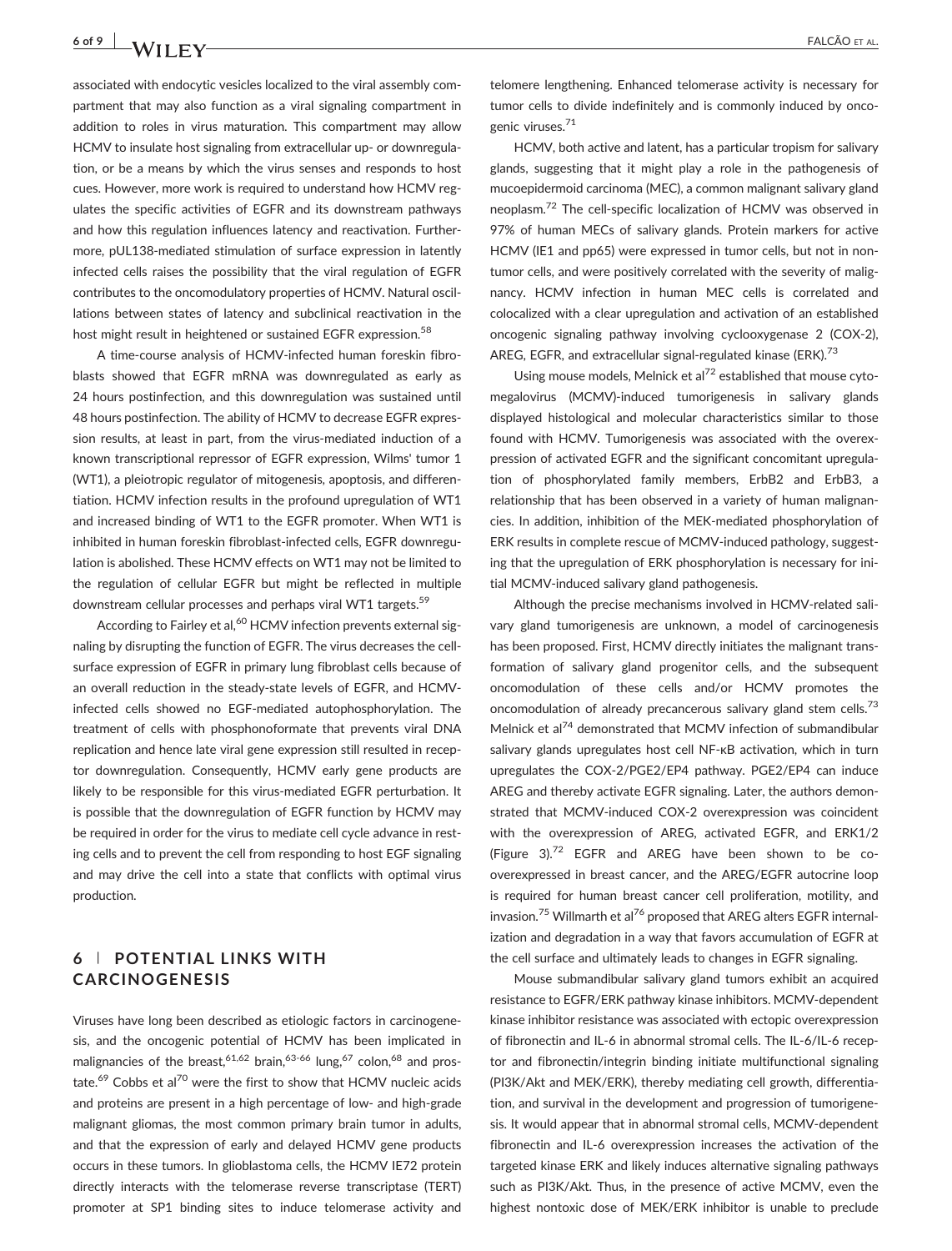associated with endocytic vesicles localized to the viral assembly compartment that may also function as a viral signaling compartment in addition to roles in virus maturation. This compartment may allow HCMV to insulate host signaling from extracellular up- or downregulation, or be a means by which the virus senses and responds to host cues. However, more work is required to understand how HCMV regulates the specific activities of EGFR and its downstream pathways and how this regulation influences latency and reactivation. Furthermore, pUL138-mediated stimulation of surface expression in latently infected cells raises the possibility that the viral regulation of EGFR contributes to the oncomodulatory properties of HCMV. Natural oscillations between states of latency and subclinical reactivation in the host might result in heightened or sustained EGFR expression.[58]

A time-course analysis of HCMV-infected human foreskin fibroblasts showed that EGFR mRNA was downregulated as early as 24 hours postinfection, and this downregulation was sustained until 48 hours postinfection. The ability of HCMV to decrease EGFR expression results, at least in part, from the virus-mediated induction of a known transcriptional repressor of EGFR expression, Wilms' tumor 1 (WT1), a pleiotropic regulator of mitogenesis, apoptosis, and differentiation. HCMV infection results in the profound upregulation of WT1 and increased binding of WT1 to the EGFR promoter. When WT1 is inhibited in human foreskin fibroblast-infected cells, EGFR downregulation is abolished. These HCMV effects on WT1 may not be limited to the regulation of cellular EGFR but might be reflected in multiple downstream cellular processes and perhaps viral WT1 targets.[59]

According to Fairley et al,[60] HCMV infection prevents external signaling by disrupting the function of EGFR. The virus decreases the cell-surface expression of EGFR in primary lung fibroblast cells because of an overall reduction in the steady-state levels of EGFR, and HCMV-infected cells showed no EGF-mediated autophosphorylation. The treatment of cells with phosphonoformate that prevents viral DNA replication and hence late viral gene expression still resulted in receptor downregulation. Consequently, HCMV early gene products are likely to be responsible for this virus-mediated EGFR perturbation. It is possible that the downregulation of EGFR function by HCMV may be required in order for the virus to mediate cell cycle advance in resting cells and to prevent the cell from responding to host EGF signaling and may drive the cell into a state that conflicts with optimal virus production.

## 6 | POTENTIAL LINKS WITH CARCINOGENESIS

Viruses have long been described as etiologic factors in carcinogenesis, and the oncogenic potential of HCMV has been implicated in malignancies of the breast,[61,62] brain,[63-66] lung,[67] colon,[68] and prostate.[69] Cobbs et al[70] were the first to show that HCMV nucleic acids and proteins are present in a high percentage of low- and high-grade malignant gliomas, the most common primary brain tumor in adults, and that the expression of early and delayed HCMV gene products occurs in these tumors. In glioblastoma cells, the HCMV IE72 protein directly interacts with the telomerase reverse transcriptase (TERT) promoter at SP1 binding sites to induce telomerase activity and telomere lengthening. Enhanced telomerase activity is necessary for tumor cells to divide indefinitely and is commonly induced by oncogenic viruses.[71]

HCMV, both active and latent, has a particular tropism for salivary glands, suggesting that it might play a role in the pathogenesis of mucoepidermoid carcinoma (MEC), a common malignant salivary gland neoplasm.[72] The cell-specific localization of HCMV was observed in 97% of human MECs of salivary glands. Protein markers for active HCMV (IE1 and pp65) were expressed in tumor cells, but not in nontumor cells, and were positively correlated with the severity of malignancy. HCMV infection in human MEC cells is correlated and colocalized with a clear upregulation and activation of an established oncogenic signaling pathway involving cyclooxygenase 2 (COX-2), AREG, EGFR, and extracellular signal-regulated kinase (ERK).[73]

Using mouse models, Melnick et al[72] established that mouse cytomegalovirus (MCMV)-induced tumorigenesis in salivary glands displayed histological and molecular characteristics similar to those found with HCMV. Tumorigenesis was associated with the overexpression of activated EGFR and the significant concomitant upregulation of phosphorylated family members, ErbB2 and ErbB3, a relationship that has been observed in a variety of human malignancies. In addition, inhibition of the MEK-mediated phosphorylation of ERK results in complete rescue of MCMV-induced pathology, suggesting that the upregulation of ERK phosphorylation is necessary for initial MCMV-induced salivary gland pathogenesis.

Although the precise mechanisms involved in HCMV-related salivary gland tumorigenesis are unknown, a model of carcinogenesis has been proposed. First, HCMV directly initiates the malignant transformation of salivary gland progenitor cells, and the subsequent oncomodulation of these cells and/or HCMV promotes the oncomodulation of already precancerous salivary gland stem cells.[73] Melnick et al[74] demonstrated that MCMV infection of submandibular salivary glands upregulates host cell NF-κB activation, which in turn upregulates the COX-2/PGE2/EP4 pathway. PGE2/EP4 can induce AREG and thereby activate EGFR signaling. Later, the authors demonstrated that MCMV-induced COX-2 overexpression was coincident with the overexpression of AREG, activated EGFR, and ERK1/2 (Figure 3).[72] EGFR and AREG have been shown to be co-overexpressed in breast cancer, and the AREG/EGFR autocrine loop is required for human breast cancer cell proliferation, motility, and invasion.[75] Willmarth et al[76] proposed that AREG alters EGFR internalization and degradation in a way that favors accumulation of EGFR at the cell surface and ultimately leads to changes in EGFR signaling.

Mouse submandibular salivary gland tumors exhibit an acquired resistance to EGFR/ERK pathway kinase inhibitors. MCMV-dependent kinase inhibitor resistance was associated with ectopic overexpression of fibronectin and IL-6 in abnormal stromal cells. The IL-6/IL-6 receptor and fibronectin/integrin binding initiate multifunctional signaling (PI3K/Akt and MEK/ERK), thereby mediating cell growth, differentiation, and survival in the development and progression of tumorigenesis. It would appear that in abnormal stromal cells, MCMV-dependent fibronectin and IL-6 overexpression increases the activation of the targeted kinase ERK and likely induces alternative signaling pathways such as PI3K/Akt. Thus, in the presence of active MCMV, even the highest nontoxic dose of MEK/ERK inhibitor is unable to preclude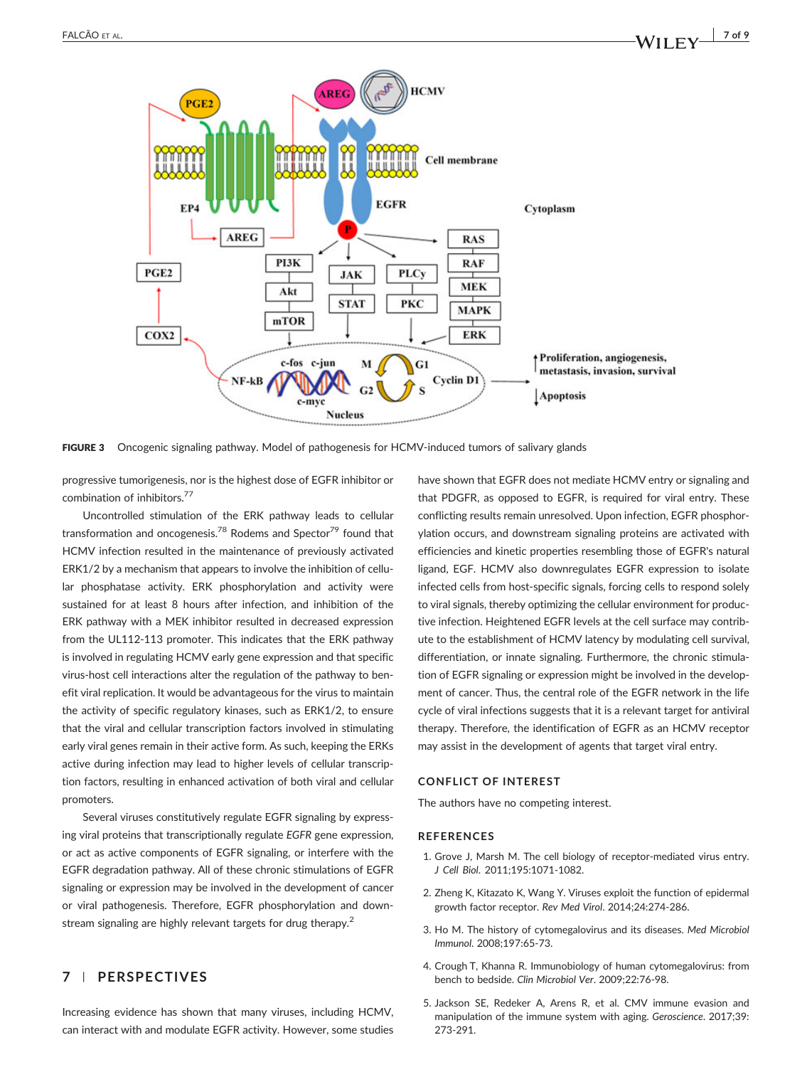FIGURE 3 Oncogenic signaling pathway. Model of pathogenesis for HCMV-induced tumors of salivary glands

progressive tumorigenesis, nor is the highest dose of EGFR inhibitor or combination of inhibitors.[77]

Uncontrolled stimulation of the ERK pathway leads to cellular transformation and oncogenesis.[78] Rodems and Spector[79] found that HCMV infection resulted in the maintenance of previously activated ERK1/2 by a mechanism that appears to involve the inhibition of cellular phosphatase activity. ERK phosphorylation and activity were sustained for at least 8 hours after infection, and inhibition of the ERK pathway with a MEK inhibitor resulted in decreased expression from the UL112-113 promoter. This indicates that the ERK pathway is involved in regulating HCMV early gene expression and that specific virus-host cell interactions alter the regulation of the pathway to benefit viral replication. It would be advantageous for the virus to maintain the activity of specific regulatory kinases, such as ERK1/2, to ensure that the viral and cellular transcription factors involved in stimulating early viral genes remain in their active form. As such, keeping the ERKs active during infection may lead to higher levels of cellular transcription factors, resulting in enhanced activation of both viral and cellular promoters.

Several viruses constitutively regulate EGFR signaling by expressing viral proteins that transcriptionally regulate *EGFR* gene expression, or act as active components of EGFR signaling, or interfere with the EGFR degradation pathway. All of these chronic stimulations of EGFR signaling or expression may be involved in the development of cancer or viral pathogenesis. Therefore, EGFR phosphorylation and downstream signaling are highly relevant targets for drug therapy.[2]

## 7 | PERSPECTIVES

Increasing evidence has shown that many viruses, including HCMV, can interact with and modulate EGFR activity. However, some studies have shown that EGFR does not mediate HCMV entry or signaling and that PDGFR, as opposed to EGFR, is required for viral entry. These conflicting results remain unresolved. Upon infection, EGFR phosphorylation occurs, and downstream signaling proteins are activated with efficiencies and kinetic properties resembling those of EGFR's natural ligand, EGF. HCMV also downregulates EGFR expression to isolate infected cells from host-specific signals, forcing cells to respond solely to viral signals, thereby optimizing the cellular environment for productive infection. Heightened EGFR levels at the cell surface may contribute to the establishment of HCMV latency by modulating cell survival, differentiation, or innate signaling. Furthermore, the chronic stimulation of EGFR signaling or expression might be involved in the development of cancer. Thus, the central role of the EGFR network in the life cycle of viral infections suggests that it is a relevant target for antiviral therapy. Therefore, the identification of EGFR as an HCMV receptor may assist in the development of agents that target viral entry.

## CONFLICT OF INTEREST

The authors have no competing interest.

## REFERENCES

1. Grove J, Marsh M. The cell biology of receptor-mediated virus entry. *J Cell Biol*. 2011;195:1071-1082.
2. Zheng K, Kitazato K, Wang Y. Viruses exploit the function of epidermal growth factor receptor. *Rev Med Virol*. 2014;24:274-286.
3. Ho M. The history of cytomegalovirus and its diseases. *Med Microbiol Immunol*. 2008;197:65-73.
4. Crough T, Khanna R. Immunobiology of human cytomegalovirus: from bench to bedside. *Clin Microbiol Ver*. 2009;22:76-98.
5. Jackson SE, Redeker A, Arens R, et al. CMV immune evasion and manipulation of the immune system with aging. *Geroscience*. 2017;39:273-291.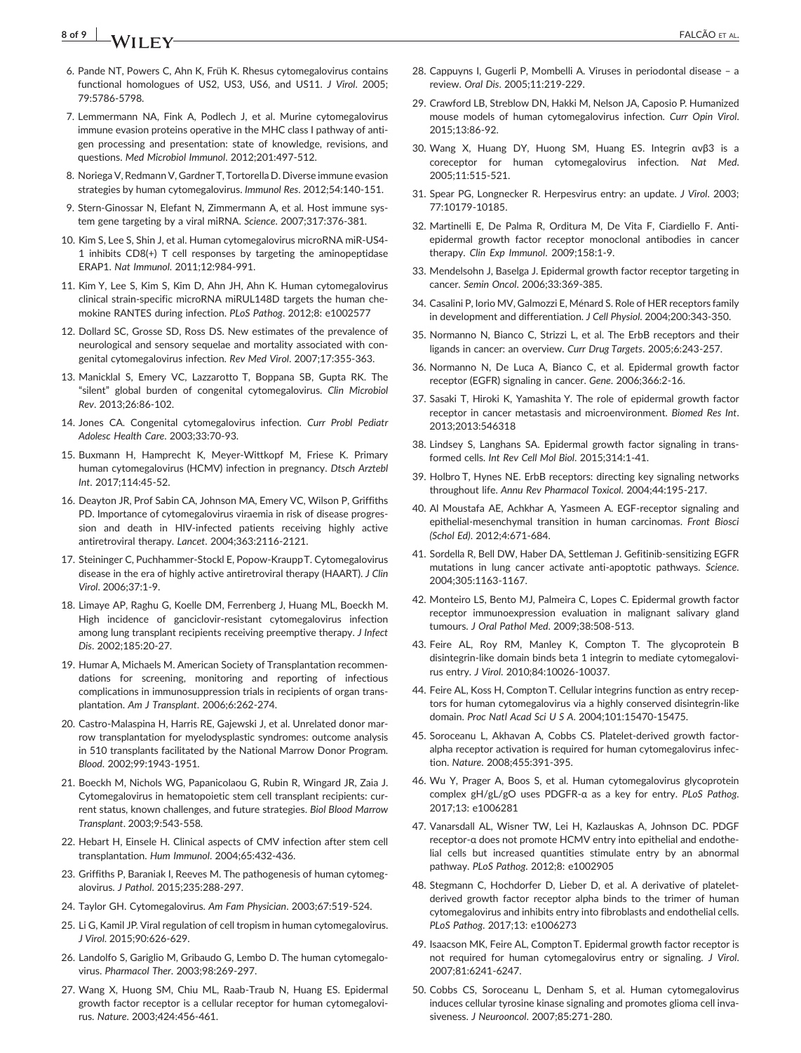6. Pande NT, Powers C, Ahn K, Früh K. Rhesus cytomegalovirus contains functional homologues of US2, US3, US6, and US11. *J Virol*. 2005; 79:5786-5798.
7. Lemmermann NA, Fink A, Podlech J, et al. Murine cytomegalovirus immune evasion proteins operative in the MHC class I pathway of antigen processing and presentation: state of knowledge, revisions, and questions. *Med Microbiol Immunol*. 2012;201:497-512.
8. Noriega V, Redmann V, Gardner T, Tortorella D. Diverse immune evasion strategies by human cytomegalovirus. *Immunol Res*. 2012;54:140-151.
9. Stern-Ginossar N, Elefant N, Zimmermann A, et al. Host immune system gene targeting by a viral miRNA. *Science*. 2007;317:376-381.
10. Kim S, Lee S, Shin J, et al. Human cytomegalovirus microRNA miR-US4-1 inhibits CD8(+) T cell responses by targeting the aminopeptidase ERAP1. *Nat Immunol*. 2011;12:984-991.
11. Kim Y, Lee S, Kim S, Kim D, Ahn JH, Ahn K. Human cytomegalovirus clinical strain-specific microRNA miRUL148D targets the human chemokine RANTES during infection. *PLoS Pathog*. 2012;8: e1002577
12. Dollard SC, Grosse SD, Ross DS. New estimates of the prevalence of neurological and sensory sequelae and mortality associated with congenital cytomegalovirus infection. *Rev Med Virol*. 2007;17:355-363.
13. Manicklal S, Emery VC, Lazzarotto T, Boppana SB, Gupta RK. The "silent" global burden of congenital cytomegalovirus. *Clin Microbiol Rev*. 2013;26:86-102.
14. Jones CA. Congenital cytomegalovirus infection. *Curr Probl Pediatr Adolesc Health Care*. 2003;33:70-93.
15. Buxmann H, Hamprecht K, Meyer-Wittkopf M, Friese K. Primary human cytomegalovirus (HCMV) infection in pregnancy. *Dtsch Arztebl Int*. 2017;114:45-52.
16. Deayton JR, Prof Sabin CA, Johnson MA, Emery VC, Wilson P, Griffiths PD. Importance of cytomegalovirus viraemia in risk of disease progression and death in HIV-infected patients receiving highly active antiretroviral therapy. *Lancet*. 2004;363:2116-2121.
17. Steininger C, Puchhammer-Stockl E, Popow-Kraupp T. Cytomegalovirus disease in the era of highly active antiretroviral therapy (HAART). *J Clin Virol*. 2006;37:1-9.
18. Limaye AP, Raghu G, Koelle DM, Ferrenberg J, Huang ML, Boeckh M. High incidence of ganciclovir-resistant cytomegalovirus infection among lung transplant recipients receiving preemptive therapy. *J Infect Dis*. 2002;185:20-27.
19. Humar A, Michaels M. American Society of Transplantation recommendations for screening, monitoring and reporting of infectious complications in immunosuppression trials in recipients of organ transplantation. *Am J Transplant*. 2006;6:262-274.
20. Castro-Malaspina H, Harris RE, Gajewski J, et al. Unrelated donor marrow transplantation for myelodysplastic syndromes: outcome analysis in 510 transplants facilitated by the National Marrow Donor Program. *Blood*. 2002;99:1943-1951.
21. Boeckh M, Nichols WG, Papanicolaou G, Rubin R, Wingard JR, Zaia J. Cytomegalovirus in hematopoietic stem cell transplant recipients: current status, known challenges, and future strategies. *Biol Blood Marrow Transplant*. 2003;9:543-558.
22. Hebart H, Einsele H. Clinical aspects of CMV infection after stem cell transplantation. *Hum Immunol*. 2004;65:432-436.
23. Griffiths P, Baraniak I, Reeves M. The pathogenesis of human cytomegalovirus. *J Pathol*. 2015;235:288-297.
24. Taylor GH. Cytomegalovirus. *Am Fam Physician*. 2003;67:519-524.
25. Li G, Kamil JP. Viral regulation of cell tropism in human cytomegalovirus. *J Virol*. 2015;90:626-629.
26. Landolfo S, Gariglio M, Gribaudo G, Lembo D. The human cytomegalovirus. *Pharmacol Ther*. 2003;98:269-297.
27. Wang X, Huong SM, Chiu ML, Raab-Traub N, Huang ES. Epidermal growth factor receptor is a cellular receptor for human cytomegalovirus. *Nature*. 2003;424:456-461.
28. Cappuyns I, Gugerli P, Mombelli A. Viruses in periodontal disease – a review. *Oral Dis*. 2005;11:219-229.
29. Crawford LB, Streblow DN, Hakki M, Nelson JA, Caposio P. Humanized mouse models of human cytomegalovirus infection. *Curr Opin Virol*. 2015;13:86-92.
30. Wang X, Huang DY, Huong SM, Huang ES. Integrin αvβ3 is a coreceptor for human cytomegalovirus infection. *Nat Med*. 2005;11:515-521.
31. Spear PG, Longnecker R. Herpesvirus entry: an update. *J Virol*. 2003; 77:10179-10185.
32. Martinelli E, De Palma R, Orditura M, De Vita F, Ciardiello F. Anti-epidermal growth factor receptor monoclonal antibodies in cancer therapy. *Clin Exp Immunol*. 2009;158:1-9.
33. Mendelsohn J, Baselga J. Epidermal growth factor receptor targeting in cancer. *Semin Oncol*. 2006;33:369-385.
34. Casalini P, Iorio MV, Galmozzi E, Ménard S. Role of HER receptors family in development and differentiation. *J Cell Physiol*. 2004;200:343-350.
35. Normanno N, Bianco C, Strizzi L, et al. The ErbB receptors and their ligands in cancer: an overview. *Curr Drug Targets*. 2005;6:243-257.
36. Normanno N, De Luca A, Bianco C, et al. Epidermal growth factor receptor (EGFR) signaling in cancer. *Gene*. 2006;366:2-16.
37. Sasaki T, Hiroki K, Yamashita Y. The role of epidermal growth factor receptor in cancer metastasis and microenvironment. *Biomed Res Int*. 2013;2013:546318
38. Lindsey S, Langhans SA. Epidermal growth factor signaling in transformed cells. *Int Rev Cell Mol Biol*. 2015;314:1-41.
39. Holbro T, Hynes NE. ErbB receptors: directing key signaling networks throughout life. *Annu Rev Pharmacol Toxicol*. 2004;44:195-217.
40. Al Moustafa AE, Achkhar A, Yasmeen A. EGF-receptor signaling and epithelial-mesenchymal transition in human carcinomas. *Front Biosci (Schol Ed)*. 2012;4:671-684.
41. Sordella R, Bell DW, Haber DA, Settleman J. Gefitinib-sensitizing EGFR mutations in lung cancer activate anti-apoptotic pathways. *Science*. 2004;305:1163-1167.
42. Monteiro LS, Bento MJ, Palmeira C, Lopes C. Epidermal growth factor receptor immunoexpression evaluation in malignant salivary gland tumours. *J Oral Pathol Med*. 2009;38:508-513.
43. Feire AL, Roy RM, Manley K, Compton T. The glycoprotein B disintegrin-like domain binds beta 1 integrin to mediate cytomegalovirus entry. *J Virol*. 2010;84:10026-10037.
44. Feire AL, Koss H, Compton T. Cellular integrins function as entry receptors for human cytomegalovirus via a highly conserved disintegrin-like domain. *Proc Natl Acad Sci U S A*. 2004;101:15470-15475.
45. Soroceanu L, Akhavan A, Cobbs CS. Platelet-derived growth factor-alpha receptor activation is required for human cytomegalovirus infection. *Nature*. 2008;455:391-395.
46. Wu Y, Prager A, Boos S, et al. Human cytomegalovirus glycoprotein complex gH/gL/gO uses PDGFR-α as a key for entry. *PLoS Pathog*. 2017;13: e1006281
47. Vanarsdall AL, Wisner TW, Lei H, Kazlauskas A, Johnson DC. PDGF receptor-α does not promote HCMV entry into epithelial and endothelial cells but increased quantities stimulate entry by an abnormal pathway. *PLoS Pathog*. 2012;8: e1002905
48. Stegmann C, Hochdorfer D, Lieber D, et al. A derivative of platelet-derived growth factor receptor alpha binds to the trimer of human cytomegalovirus and inhibits entry into fibroblasts and endothelial cells. *PLoS Pathog*. 2017;13: e1006273
49. Isaacson MK, Feire AL, Compton T. Epidermal growth factor receptor is not required for human cytomegalovirus entry or signaling. *J Virol*. 2007;81:6241-6247.
50. Cobbs CS, Soroceanu L, Denham S, et al. Human cytomegalovirus induces cellular tyrosine kinase signaling and promotes glioma cell invasiveness. *J Neurooncol*. 2007;85:271-280.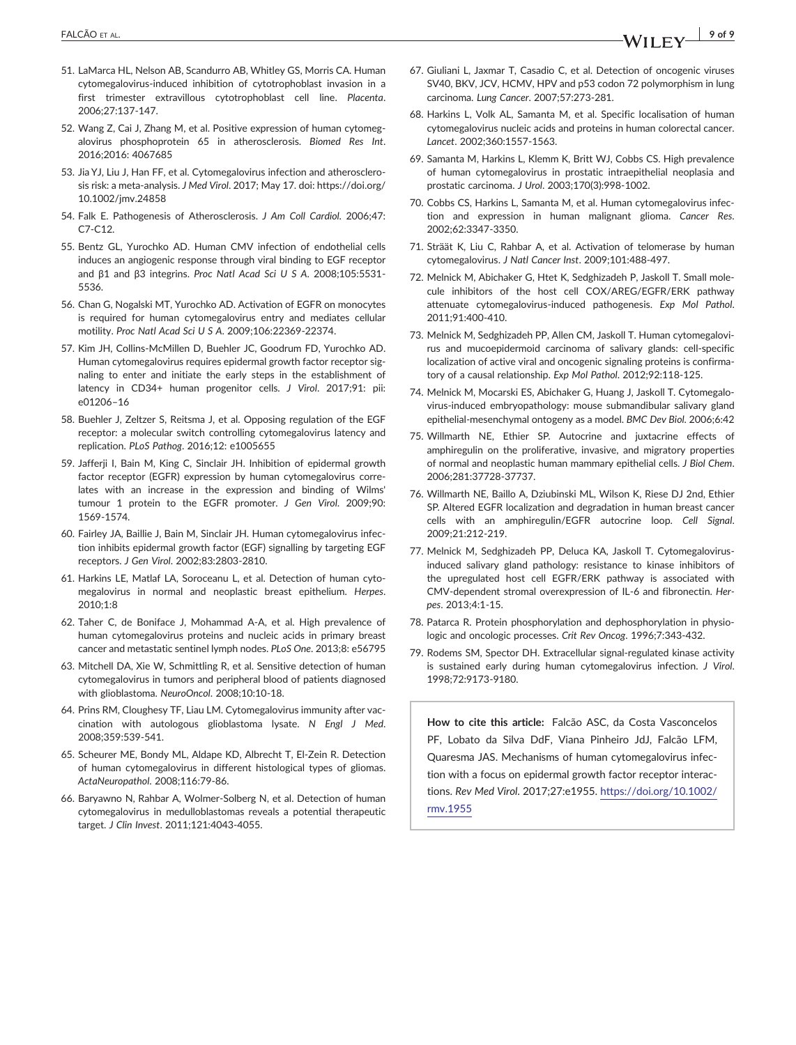51. LaMarca HL, Nelson AB, Scandurro AB, Whitley GS, Morris CA. Human cytomegalovirus-induced inhibition of cytotrophoblast invasion in a first trimester extravillous cytotrophoblast cell line. *Placenta*. 2006;27:137-147.

52. Wang Z, Cai J, Zhang M, et al. Positive expression of human cytomegalovirus phosphoprotein 65 in atherosclerosis. *Biomed Res Int*. 2016;2016: 4067685

53. Jia YJ, Liu J, Han FF, et al. Cytomegalovirus infection and atherosclerosis risk: a meta-analysis. *J Med Virol*. 2017; May 17. doi: https://doi.org/10.1002/jmv.24858

54. Falk E. Pathogenesis of Atherosclerosis. *J Am Coll Cardiol*. 2006;47: C7-C12.

55. Bentz GL, Yurochko AD. Human CMV infection of endothelial cells induces an angiogenic response through viral binding to EGF receptor and β1 and β3 integrins. *Proc Natl Acad Sci U S A*. 2008;105:5531-5536.

56. Chan G, Nogalski MT, Yurochko AD. Activation of EGFR on monocytes is required for human cytomegalovirus entry and mediates cellular motility. *Proc Natl Acad Sci U S A*. 2009;106:22369-22374.

57. Kim JH, Collins-McMillen D, Buehler JC, Goodrum FD, Yurochko AD. Human cytomegalovirus requires epidermal growth factor receptor signaling to enter and initiate the early steps in the establishment of latency in CD34+ human progenitor cells. *J Virol*. 2017;91: pii: e01206–16

58. Buehler J, Zeltzer S, Reitsma J, et al. Opposing regulation of the EGF receptor: a molecular switch controlling cytomegalovirus latency and replication. *PLoS Pathog*. 2016;12: e1005655

59. Jafferji I, Bain M, King C, Sinclair JH. Inhibition of epidermal growth factor receptor (EGFR) expression by human cytomegalovirus correlates with an increase in the expression and binding of Wilms' tumour 1 protein to the EGFR promoter. *J Gen Virol*. 2009;90: 1569-1574.

60. Fairley JA, Baillie J, Bain M, Sinclair JH. Human cytomegalovirus infection inhibits epidermal growth factor (EGF) signalling by targeting EGF receptors. *J Gen Virol*. 2002;83:2803-2810.

61. Harkins LE, Matlaf LA, Soroceanu L, et al. Detection of human cytomegalovirus in normal and neoplastic breast epithelium. *Herpes*. 2010;1:8

62. Taher C, de Boniface J, Mohammad A-A, et al. High prevalence of human cytomegalovirus proteins and nucleic acids in primary breast cancer and metastatic sentinel lymph nodes. *PLoS One*. 2013;8: e56795

63. Mitchell DA, Xie W, Schmittling R, et al. Sensitive detection of human cytomegalovirus in tumors and peripheral blood of patients diagnosed with glioblastoma. *NeuroOncol*. 2008;10:10-18.

64. Prins RM, Cloughesy TF, Liau LM. Cytomegalovirus immunity after vaccination with autologous glioblastoma lysate. *N Engl J Med*. 2008;359:539-541.

65. Scheurer ME, Bondy ML, Aldape KD, Albrecht T, El-Zein R. Detection of human cytomegalovirus in different histological types of gliomas. *ActaNeuropathol*. 2008;116:79-86.

66. Baryawno N, Rahbar A, Wolmer-Solberg N, et al. Detection of human cytomegalovirus in medulloblastomas reveals a potential therapeutic target. *J Clin Invest*. 2011;121:4043-4055.

67. Giuliani L, Jaxmar T, Casadio C, et al. Detection of oncogenic viruses SV40, BKV, JCV, HCMV, HPV and p53 codon 72 polymorphism in lung carcinoma. *Lung Cancer*. 2007;57:273-281.

68. Harkins L, Volk AL, Samanta M, et al. Specific localisation of human cytomegalovirus nucleic acids and proteins in human colorectal cancer. *Lancet*. 2002;360:1557-1563.

69. Samanta M, Harkins L, Klemm K, Britt WJ, Cobbs CS. High prevalence of human cytomegalovirus in prostatic intraepithelial neoplasia and prostatic carcinoma. *J Urol*. 2003;170(3):998-1002.

70. Cobbs CS, Harkins L, Samanta M, et al. Human cytomegalovirus infection and expression in human malignant glioma. *Cancer Res*. 2002;62:3347-3350.

71. Strååt K, Liu C, Rahbar A, et al. Activation of telomerase by human cytomegalovirus. *J Natl Cancer Inst*. 2009;101:488-497.

72. Melnick M, Abichaker G, Htet K, Sedghizadeh P, Jaskoll T. Small molecule inhibitors of the host cell COX/AREG/EGFR/ERK pathway attenuate cytomegalovirus-induced pathogenesis. *Exp Mol Pathol*. 2011;91:400-410.

73. Melnick M, Sedghizadeh PP, Allen CM, Jaskoll T. Human cytomegalovirus and mucoepidermoid carcinoma of salivary glands: cell-specific localization of active viral and oncogenic signaling proteins is confirmatory of a causal relationship. *Exp Mol Pathol*. 2012;92:118-125.

74. Melnick M, Mocarski ES, Abichaker G, Huang J, Jaskoll T. Cytomegalovirus-induced embryopathology: mouse submandibular salivary gland epithelial-mesenchymal ontogeny as a model. *BMC Dev Biol*. 2006;6:42

75. Willmarth NE, Ethier SP. Autocrine and juxtacrine effects of amphiregulin on the proliferative, invasive, and migratory properties of normal and neoplastic human mammary epithelial cells. *J Biol Chem*. 2006;281:37728-37737.

76. Willmarth NE, Baillo A, Dziubinski ML, Wilson K, Riese DJ 2nd, Ethier SP. Altered EGFR localization and degradation in human breast cancer cells with an amphiregulin/EGFR autocrine loop. *Cell Signal*. 2009;21:212-219.

77. Melnick M, Sedghizadeh PP, Deluca KA, Jaskoll T. Cytomegalovirus-induced salivary gland pathology: resistance to kinase inhibitors of the upregulated host cell EGFR/ERK pathway is associated with CMV-dependent stromal overexpression of IL-6 and fibronectin. *Herpes*. 2013;4:1-15.

78. Patarca R. Protein phosphorylation and dephosphorylation in physiologic and oncologic processes. *Crit Rev Oncog*. 1996;7:343-432.

79. Rodems SM, Spector DH. Extracellular signal-regulated kinase activity is sustained early during human cytomegalovirus infection. *J Virol*. 1998;72:9173-9180.

**How to cite this article:** Falcão ASC, da Costa Vasconcelos PF, Lobato da Silva DdF, Viana Pinheiro JdJ, Falcão LFM, Quaresma JAS. Mechanisms of human cytomegalovirus infection with a focus on epidermal growth factor receptor interactions. *Rev Med Virol*. 2017;27:e1955. https://doi.org/10.1002/rmv.1955